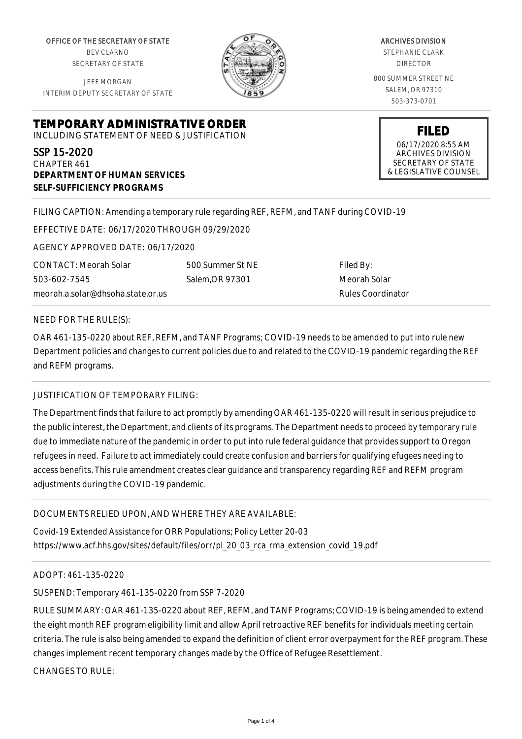OFFICE OF THE SECRETARY OF STATE
BEV CLARNO
SECRETARY OF STATE

JEFF MORGAN
INTERIM DEPUTY SECRETARY OF STATE

ARCHIVES DIVISION
STEPHANIE CLARK
DIRECTOR

800 SUMMER STREET NE
SALEM, OR 97310
503-373-0701

# TEMPORARY ADMINISTRATIVE ORDER

INCLUDING STATEMENT OF NEED & JUSTIFICATION

**FILED**
06/17/2020 8:55 AM
ARCHIVES DIVISION
SECRETARY OF STATE
& LEGISLATIVE COUNSEL

SSP 15-2020
CHAPTER 461
**DEPARTMENT OF HUMAN SERVICES**
**SELF-SUFFICIENCY PROGRAMS**

FILING CAPTION: Amending a temporary rule regarding REF, REFM, and TANF during COVID-19

EFFECTIVE DATE: 06/17/2020 THROUGH 09/29/2020

AGENCY APPROVED DATE: 06/17/2020

CONTACT: Meorah Solar
503-602-7545
meorah.a.solar@dhsoha.state.or.us

500 Summer St NE
Salem,OR 97301

Filed By:
Meorah Solar
Rules Coordinator

NEED FOR THE RULE(S):

OAR 461-135-0220 about REF, REFM, and TANF Programs; COVID-19 needs to be amended to put into rule new Department policies and changes to current policies due to and related to the COVID-19 pandemic regarding the REF and REFM programs.

JUSTIFICATION OF TEMPORARY FILING:

The Department finds that failure to act promptly by amending OAR 461-135-0220 will result in serious prejudice to the public interest, the Department, and clients of its programs. The Department needs to proceed by temporary rule due to immediate nature of the pandemic in order to put into rule federal guidance that provides support to Oregon refugees in need. Failure to act immediately could create confusion and barriers for qualifying efugees needing to access benefits. This rule amendment creates clear guidance and transparency regarding REF and REFM program adjustments during the COVID-19 pandemic.

DOCUMENTS RELIED UPON, AND WHERE THEY ARE AVAILABLE:

Covid-19 Extended Assistance for ORR Populations; Policy Letter 20-03
https://www.acf.hhs.gov/sites/default/files/orr/pl_20_03_rca_rma_extension_covid_19.pdf

ADOPT: 461-135-0220

SUSPEND: Temporary 461-135-0220 from SSP 7-2020

RULE SUMMARY: OAR 461-135-0220 about REF, REFM, and TANF Programs; COVID-19 is being amended to extend the eight month REF program eligibility limit and allow April retroactive REF benefits for individuals meeting certain criteria. The rule is also being amended to expand the definition of client error overpayment for the REF program. These changes implement recent temporary changes made by the Office of Refugee Resettlement.

CHANGES TO RULE: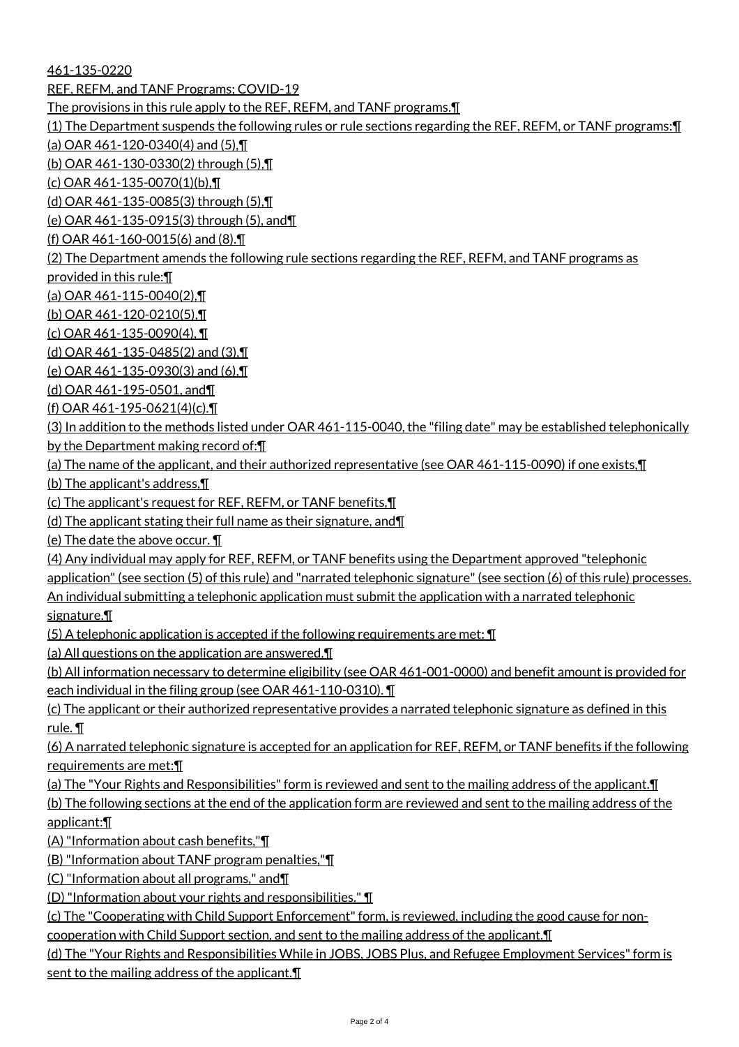461-135-0220

REF, REFM, and TANF Programs; COVID-19

The provisions in this rule apply to the REF, REFM, and TANF programs.¶

(1) The Department suspends the following rules or rule sections regarding the REF, REFM, or TANF programs:¶

(a) OAR 461-120-0340(4) and (5),¶

(b) OAR 461-130-0330(2) through (5),¶

(c) OAR 461-135-0070(1)(b),¶

(d) OAR 461-135-0085(3) through (5),¶

(e) OAR 461-135-0915(3) through (5), and¶

(f) OAR 461-160-0015(6) and (8).¶

(2) The Department amends the following rule sections regarding the REF, REFM, and TANF programs as provided in this rule:¶

(a) OAR 461-115-0040(2),¶

(b) OAR 461-120-0210(5),¶

(c) OAR 461-135-0090(4), ¶

(d) OAR 461-135-0485(2) and (3),¶

(e) OAR 461-135-0930(3) and (6),¶

(d) OAR 461-195-0501, and¶

(f) OAR 461-195-0621(4)(c).¶

(3) In addition to the methods listed under OAR 461-115-0040, the "filing date" may be established telephonically by the Department making record of:¶

(a) The name of the applicant, and their authorized representative (see OAR 461-115-0090) if one exists,¶

(b) The applicant's address,¶

(c) The applicant's request for REF, REFM, or TANF benefits,¶

(d) The applicant stating their full name as their signature, and¶

(e) The date the above occur. ¶

(4) Any individual may apply for REF, REFM, or TANF benefits using the Department approved "telephonic application" (see section (5) of this rule) and "narrated telephonic signature" (see section (6) of this rule) processes. An individual submitting a telephonic application must submit the application with a narrated telephonic signature.¶

(5) A telephonic application is accepted if the following requirements are met: ¶

(a) All questions on the application are answered.¶

(b) All information necessary to determine eligibility (see OAR 461-001-0000) and benefit amount is provided for each individual in the filing group (see OAR 461-110-0310). ¶

(c) The applicant or their authorized representative provides a narrated telephonic signature as defined in this rule. ¶

(6) A narrated telephonic signature is accepted for an application for REF, REFM, or TANF benefits if the following requirements are met:¶

(a) The "Your Rights and Responsibilities" form is reviewed and sent to the mailing address of the applicant.¶

(b) The following sections at the end of the application form are reviewed and sent to the mailing address of the applicant:¶

(A) "Information about cash benefits,"¶

(B) "Information about TANF program penalties,"¶

(C) "Information about all programs," and¶

(D) "Information about your rights and responsibilities." ¶

(c) The "Cooperating with Child Support Enforcement" form, is reviewed, including the good cause for non-cooperation with Child Support section, and sent to the mailing address of the applicant.¶

(d) The "Your Rights and Responsibilities While in JOBS, JOBS Plus, and Refugee Employment Services" form is sent to the mailing address of the applicant.¶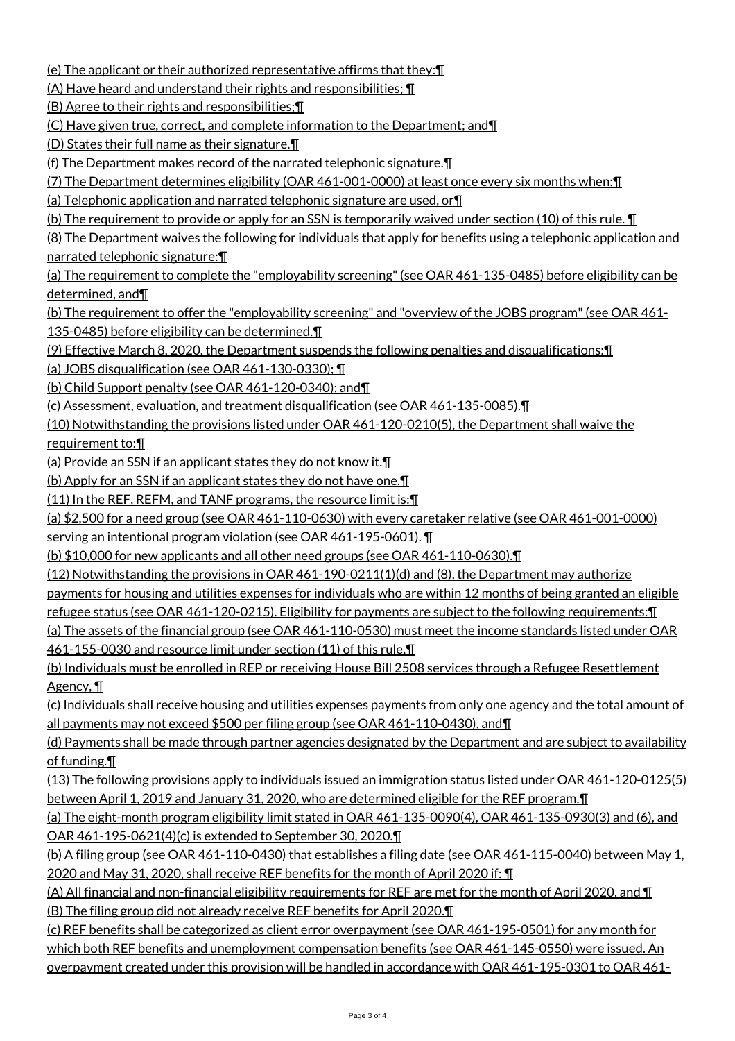(e) The applicant or their authorized representative affirms that they:¶

(A) Have heard and understand their rights and responsibilities; ¶

(B) Agree to their rights and responsibilities;¶

(C) Have given true, correct, and complete information to the Department; and¶

(D) States their full name as their signature.¶

(f) The Department makes record of the narrated telephonic signature.¶

(7) The Department determines eligibility (OAR 461-001-0000) at least once every six months when:¶

(a) Telephonic application and narrated telephonic signature are used, or¶

(b) The requirement to provide or apply for an SSN is temporarily waived under section (10) of this rule. ¶

(8) The Department waives the following for individuals that apply for benefits using a telephonic application and narrated telephonic signature:¶

(a) The requirement to complete the "employability screening" (see OAR 461-135-0485) before eligibility can be determined, and¶

(b) The requirement to offer the "employability screening" and "overview of the JOBS program" (see OAR 461-135-0485) before eligibility can be determined.¶

(9) Effective March 8, 2020, the Department suspends the following penalties and disqualifications:¶

(a) JOBS disqualification (see OAR 461-130-0330); ¶

(b) Child Support penalty (see OAR 461-120-0340); and¶

(c) Assessment, evaluation, and treatment disqualification (see OAR 461-135-0085).¶

(10) Notwithstanding the provisions listed under OAR 461-120-0210(5), the Department shall waive the requirement to:¶

(a) Provide an SSN if an applicant states they do not know it.¶

(b) Apply for an SSN if an applicant states they do not have one.¶

(11) In the REF, REFM, and TANF programs, the resource limit is:¶

(a) $2,500 for a need group (see OAR 461-110-0630) with every caretaker relative (see OAR 461-001-0000) serving an intentional program violation (see OAR 461-195-0601). ¶

(b) $10,000 for new applicants and all other need groups (see OAR 461-110-0630).¶

(12) Notwithstanding the provisions in OAR 461-190-0211(1)(d) and (8), the Department may authorize payments for housing and utilities expenses for individuals who are within 12 months of being granted an eligible refugee status (see OAR 461-120-0215). Eligibility for payments are subject to the following requirements:¶

(a) The assets of the financial group (see OAR 461-110-0530) must meet the income standards listed under OAR 461-155-0030 and resource limit under section (11) of this rule,¶

(b) Individuals must be enrolled in REP or receiving House Bill 2508 services through a Refugee Resettlement Agency, ¶

(c) Individuals shall receive housing and utilities expenses payments from only one agency and the total amount of all payments may not exceed $500 per filing group (see OAR 461-110-0430), and¶

(d) Payments shall be made through partner agencies designated by the Department and are subject to availability of funding.¶

(13) The following provisions apply to individuals issued an immigration status listed under OAR 461-120-0125(5) between April 1, 2019 and January 31, 2020, who are determined eligible for the REF program.¶

(a) The eight-month program eligibility limit stated in OAR 461-135-0090(4), OAR 461-135-0930(3) and (6), and OAR 461-195-0621(4)(c) is extended to September 30, 2020.¶

(b) A filing group (see OAR 461-110-0430) that establishes a filing date (see OAR 461-115-0040) between May 1, 2020 and May 31, 2020, shall receive REF benefits for the month of April 2020 if: ¶

(A) All financial and non-financial eligibility requirements for REF are met for the month of April 2020, and ¶

(B) The filing group did not already receive REF benefits for April 2020.¶

(c) REF benefits shall be categorized as client error overpayment (see OAR 461-195-0501) for any month for which both REF benefits and unemployment compensation benefits (see OAR 461-145-0550) were issued. An overpayment created under this provision will be handled in accordance with OAR 461-195-0301 to OAR 461-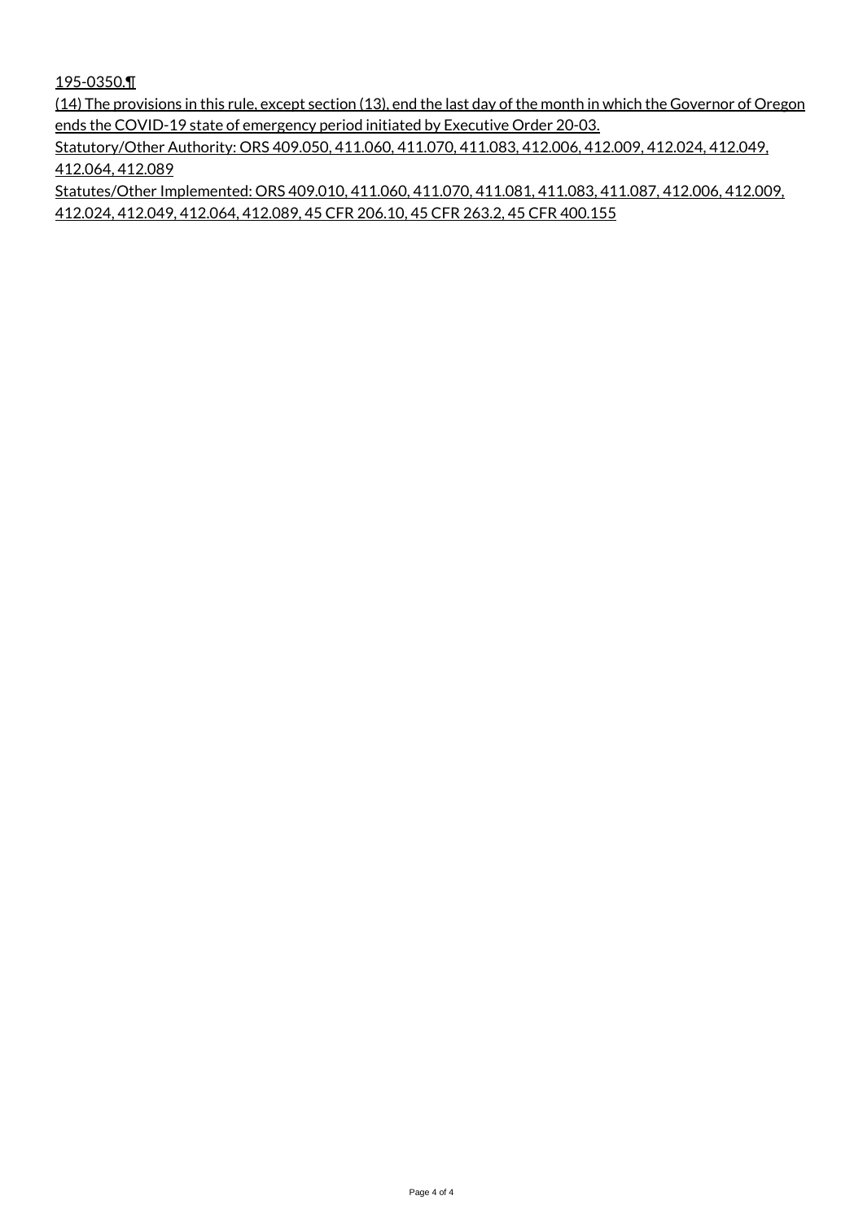195-0350.¶

(14) The provisions in this rule, except section (13), end the last day of the month in which the Governor of Oregon ends the COVID-19 state of emergency period initiated by Executive Order 20-03.

Statutory/Other Authority: ORS 409.050, 411.060, 411.070, 411.083, 412.006, 412.009, 412.024, 412.049, 412.064, 412.089

Statutes/Other Implemented: ORS 409.010, 411.060, 411.070, 411.081, 411.083, 411.087, 412.006, 412.009, 412.024, 412.049, 412.064, 412.089, 45 CFR 206.10, 45 CFR 263.2, 45 CFR 400.155